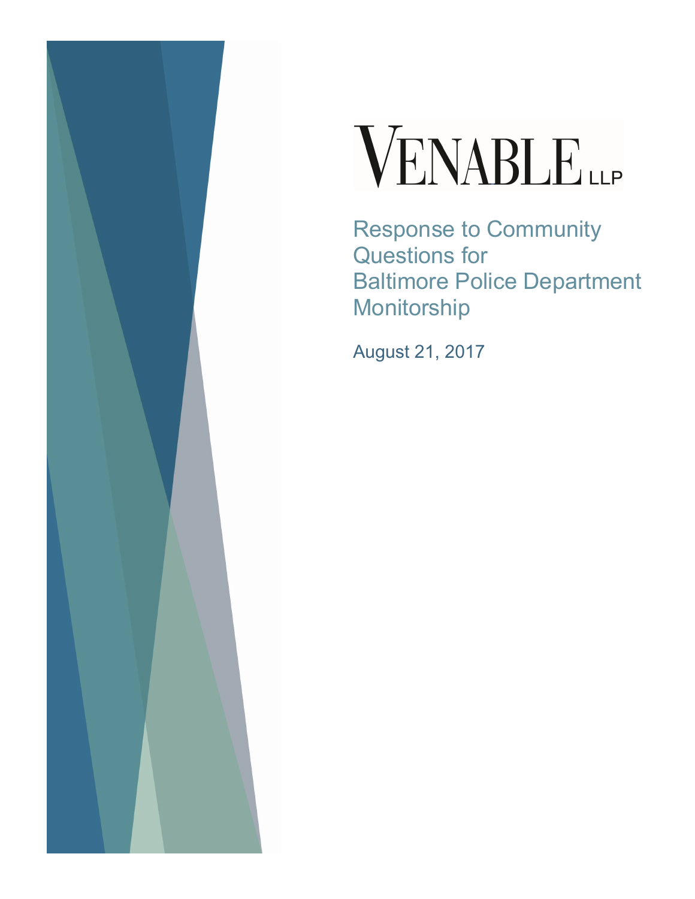VENABLE LLP

# Response to Community Questions for Baltimore Police Department Monitorship

August 21, 2017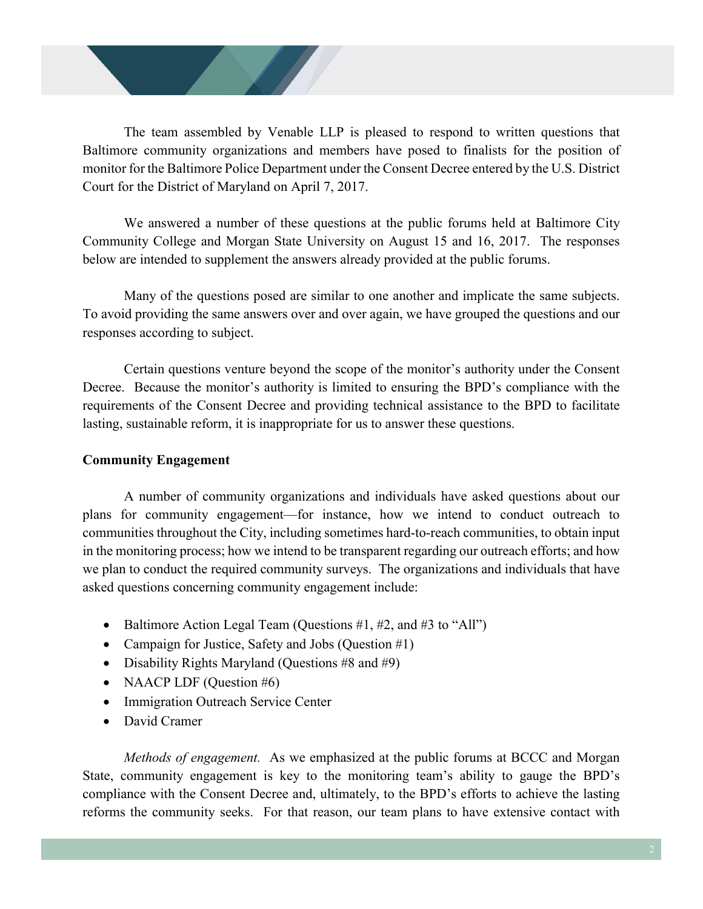The team assembled by Venable LLP is pleased to respond to written questions that Baltimore community organizations and members have posed to finalists for the position of monitor for the Baltimore Police Department under the Consent Decree entered by the U.S. District Court for the District of Maryland on April 7, 2017.

We answered a number of these questions at the public forums held at Baltimore City Community College and Morgan State University on August 15 and 16, 2017. The responses below are intended to supplement the answers already provided at the public forums.

Many of the questions posed are similar to one another and implicate the same subjects. To avoid providing the same answers over and over again, we have grouped the questions and our responses according to subject.

Certain questions venture beyond the scope of the monitor's authority under the Consent Decree. Because the monitor's authority is limited to ensuring the BPD's compliance with the requirements of the Consent Decree and providing technical assistance to the BPD to facilitate lasting, sustainable reform, it is inappropriate for us to answer these questions.

**Community Engagement**

A number of community organizations and individuals have asked questions about our plans for community engagement—for instance, how we intend to conduct outreach to communities throughout the City, including sometimes hard-to-reach communities, to obtain input in the monitoring process; how we intend to be transparent regarding our outreach efforts; and how we plan to conduct the required community surveys. The organizations and individuals that have asked questions concerning community engagement include:

- Baltimore Action Legal Team (Questions #1, #2, and #3 to "All")
- Campaign for Justice, Safety and Jobs (Question #1)
- Disability Rights Maryland (Questions #8 and #9)
- NAACP LDF (Question #6)
- Immigration Outreach Service Center
- David Cramer

*Methods of engagement.* As we emphasized at the public forums at BCCC and Morgan State, community engagement is key to the monitoring team's ability to gauge the BPD's compliance with the Consent Decree and, ultimately, to the BPD's efforts to achieve the lasting reforms the community seeks. For that reason, our team plans to have extensive contact with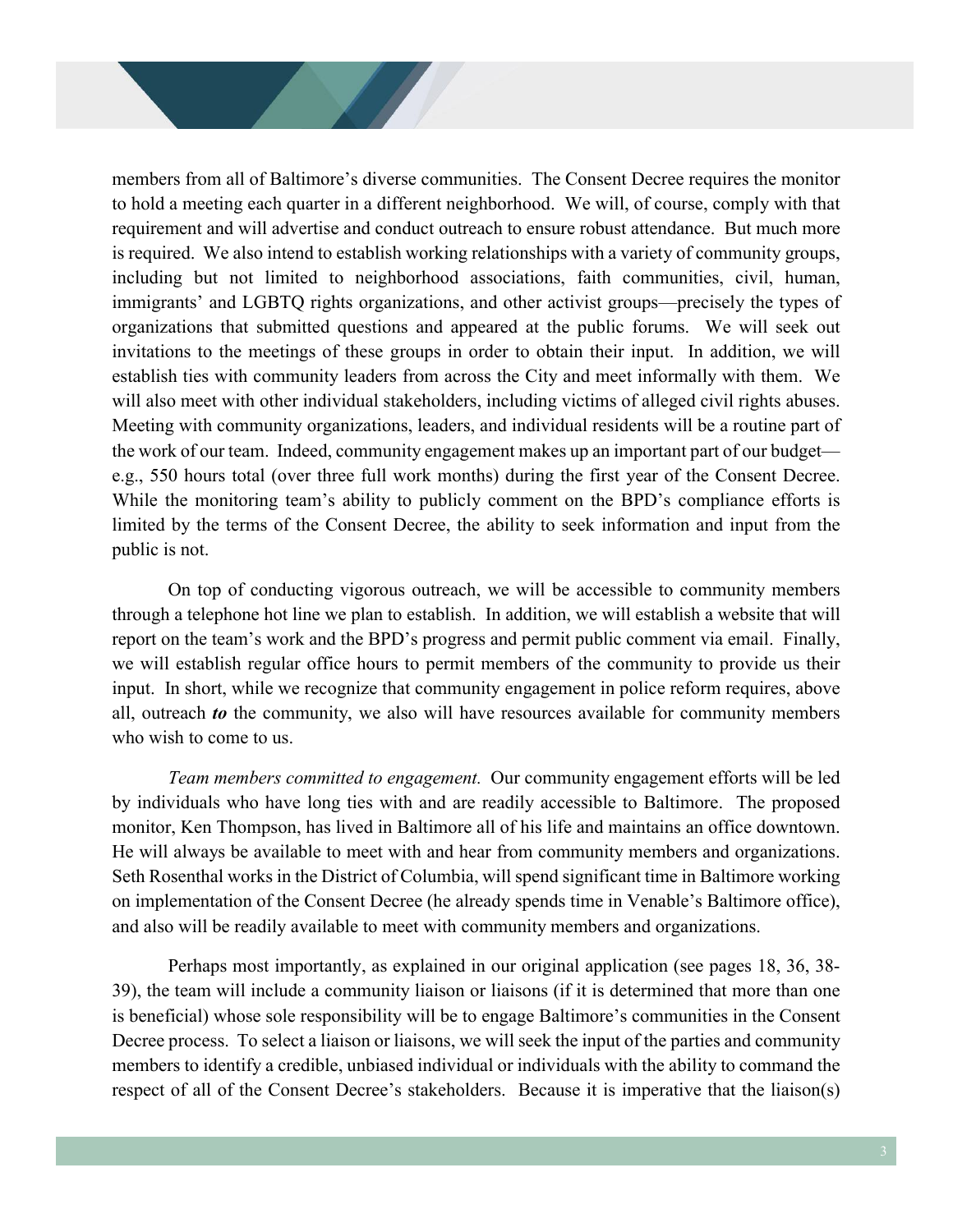members from all of Baltimore's diverse communities. The Consent Decree requires the monitor to hold a meeting each quarter in a different neighborhood. We will, of course, comply with that requirement and will advertise and conduct outreach to ensure robust attendance. But much more is required. We also intend to establish working relationships with a variety of community groups, including but not limited to neighborhood associations, faith communities, civil, human, immigrants' and LGBTQ rights organizations, and other activist groups—precisely the types of organizations that submitted questions and appeared at the public forums. We will seek out invitations to the meetings of these groups in order to obtain their input. In addition, we will establish ties with community leaders from across the City and meet informally with them. We will also meet with other individual stakeholders, including victims of alleged civil rights abuses. Meeting with community organizations, leaders, and individual residents will be a routine part of the work of our team. Indeed, community engagement makes up an important part of our budget—e.g., 550 hours total (over three full work months) during the first year of the Consent Decree. While the monitoring team's ability to publicly comment on the BPD's compliance efforts is limited by the terms of the Consent Decree, the ability to seek information and input from the public is not.

On top of conducting vigorous outreach, we will be accessible to community members through a telephone hot line we plan to establish. In addition, we will establish a website that will report on the team's work and the BPD's progress and permit public comment via email. Finally, we will establish regular office hours to permit members of the community to provide us their input. In short, while we recognize that community engagement in police reform requires, above all, outreach ***to*** the community, we also will have resources available for community members who wish to come to us.

*Team members committed to engagement.* Our community engagement efforts will be led by individuals who have long ties with and are readily accessible to Baltimore. The proposed monitor, Ken Thompson, has lived in Baltimore all of his life and maintains an office downtown. He will always be available to meet with and hear from community members and organizations. Seth Rosenthal works in the District of Columbia, will spend significant time in Baltimore working on implementation of the Consent Decree (he already spends time in Venable's Baltimore office), and also will be readily available to meet with community members and organizations.

Perhaps most importantly, as explained in our original application (see pages 18, 36, 38-39), the team will include a community liaison or liaisons (if it is determined that more than one is beneficial) whose sole responsibility will be to engage Baltimore's communities in the Consent Decree process. To select a liaison or liaisons, we will seek the input of the parties and community members to identify a credible, unbiased individual or individuals with the ability to command the respect of all of the Consent Decree's stakeholders. Because it is imperative that the liaison(s)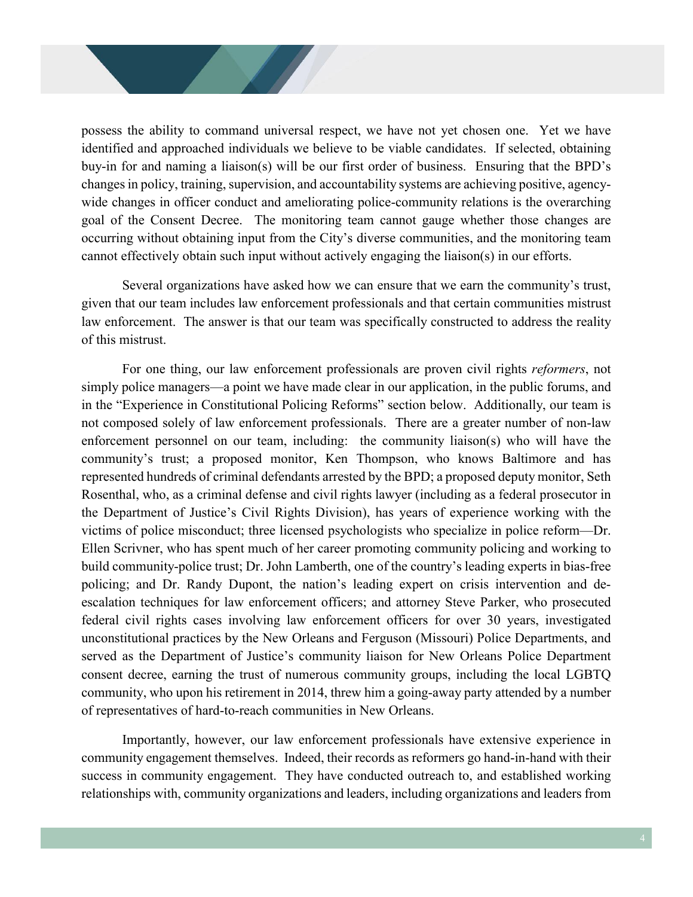possess the ability to command universal respect, we have not yet chosen one. Yet we have identified and approached individuals we believe to be viable candidates. If selected, obtaining buy-in for and naming a liaison(s) will be our first order of business. Ensuring that the BPD's changes in policy, training, supervision, and accountability systems are achieving positive, agency-wide changes in officer conduct and ameliorating police-community relations is the overarching goal of the Consent Decree. The monitoring team cannot gauge whether those changes are occurring without obtaining input from the City's diverse communities, and the monitoring team cannot effectively obtain such input without actively engaging the liaison(s) in our efforts.

Several organizations have asked how we can ensure that we earn the community's trust, given that our team includes law enforcement professionals and that certain communities mistrust law enforcement. The answer is that our team was specifically constructed to address the reality of this mistrust.

For one thing, our law enforcement professionals are proven civil rights *reformers*, not simply police managers—a point we have made clear in our application, in the public forums, and in the "Experience in Constitutional Policing Reforms" section below. Additionally, our team is not composed solely of law enforcement professionals. There are a greater number of non-law enforcement personnel on our team, including: the community liaison(s) who will have the community's trust; a proposed monitor, Ken Thompson, who knows Baltimore and has represented hundreds of criminal defendants arrested by the BPD; a proposed deputy monitor, Seth Rosenthal, who, as a criminal defense and civil rights lawyer (including as a federal prosecutor in the Department of Justice's Civil Rights Division), has years of experience working with the victims of police misconduct; three licensed psychologists who specialize in police reform—Dr. Ellen Scrivner, who has spent much of her career promoting community policing and working to build community-police trust; Dr. John Lamberth, one of the country's leading experts in bias-free policing; and Dr. Randy Dupont, the nation's leading expert on crisis intervention and de-escalation techniques for law enforcement officers; and attorney Steve Parker, who prosecuted federal civil rights cases involving law enforcement officers for over 30 years, investigated unconstitutional practices by the New Orleans and Ferguson (Missouri) Police Departments, and served as the Department of Justice's community liaison for New Orleans Police Department consent decree, earning the trust of numerous community groups, including the local LGBTQ community, who upon his retirement in 2014, threw him a going-away party attended by a number of representatives of hard-to-reach communities in New Orleans.

Importantly, however, our law enforcement professionals have extensive experience in community engagement themselves. Indeed, their records as reformers go hand-in-hand with their success in community engagement. They have conducted outreach to, and established working relationships with, community organizations and leaders, including organizations and leaders from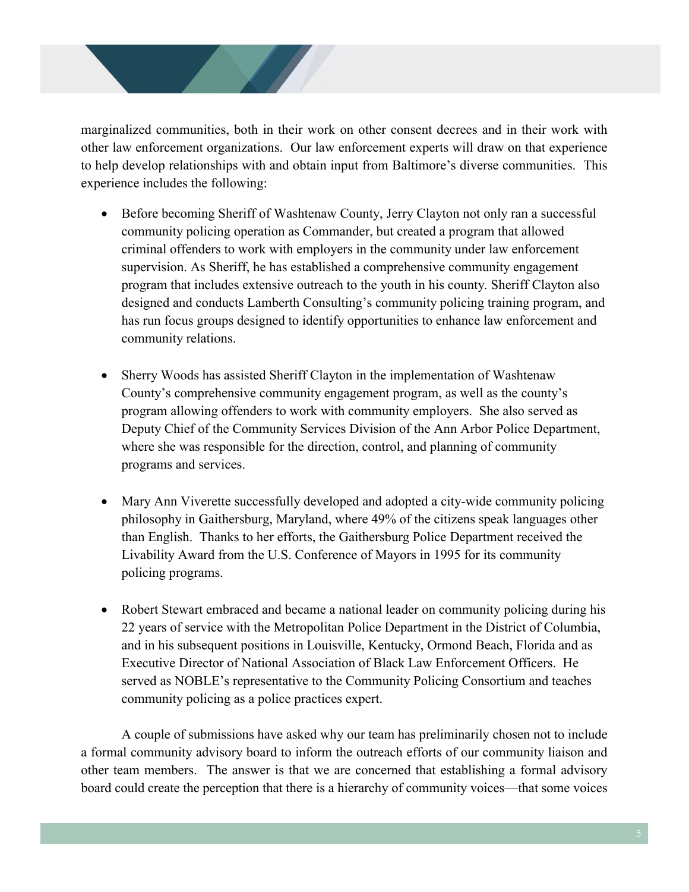marginalized communities, both in their work on other consent decrees and in their work with other law enforcement organizations. Our law enforcement experts will draw on that experience to help develop relationships with and obtain input from Baltimore's diverse communities. This experience includes the following:

- Before becoming Sheriff of Washtenaw County, Jerry Clayton not only ran a successful community policing operation as Commander, but created a program that allowed criminal offenders to work with employers in the community under law enforcement supervision. As Sheriff, he has established a comprehensive community engagement program that includes extensive outreach to the youth in his county. Sheriff Clayton also designed and conducts Lamberth Consulting's community policing training program, and has run focus groups designed to identify opportunities to enhance law enforcement and community relations.

- Sherry Woods has assisted Sheriff Clayton in the implementation of Washtenaw County's comprehensive community engagement program, as well as the county's program allowing offenders to work with community employers. She also served as Deputy Chief of the Community Services Division of the Ann Arbor Police Department, where she was responsible for the direction, control, and planning of community programs and services.

- Mary Ann Viverette successfully developed and adopted a city-wide community policing philosophy in Gaithersburg, Maryland, where 49% of the citizens speak languages other than English. Thanks to her efforts, the Gaithersburg Police Department received the Livability Award from the U.S. Conference of Mayors in 1995 for its community policing programs.

- Robert Stewart embraced and became a national leader on community policing during his 22 years of service with the Metropolitan Police Department in the District of Columbia, and in his subsequent positions in Louisville, Kentucky, Ormond Beach, Florida and as Executive Director of National Association of Black Law Enforcement Officers. He served as NOBLE's representative to the Community Policing Consortium and teaches community policing as a police practices expert.

A couple of submissions have asked why our team has preliminarily chosen not to include a formal community advisory board to inform the outreach efforts of our community liaison and other team members. The answer is that we are concerned that establishing a formal advisory board could create the perception that there is a hierarchy of community voices—that some voices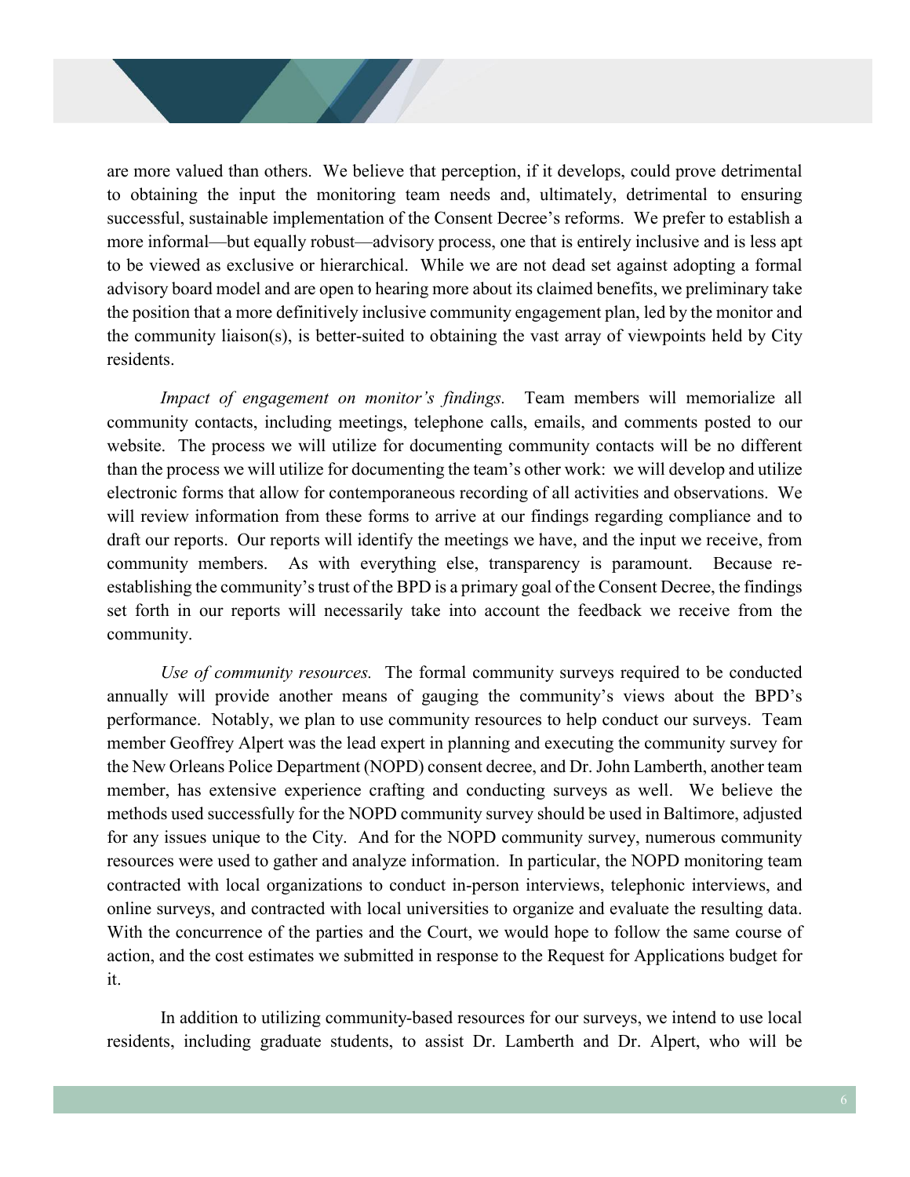are more valued than others. We believe that perception, if it develops, could prove detrimental to obtaining the input the monitoring team needs and, ultimately, detrimental to ensuring successful, sustainable implementation of the Consent Decree's reforms. We prefer to establish a more informal—but equally robust—advisory process, one that is entirely inclusive and is less apt to be viewed as exclusive or hierarchical. While we are not dead set against adopting a formal advisory board model and are open to hearing more about its claimed benefits, we preliminary take the position that a more definitively inclusive community engagement plan, led by the monitor and the community liaison(s), is better-suited to obtaining the vast array of viewpoints held by City residents.

*Impact of engagement on monitor's findings.* Team members will memorialize all community contacts, including meetings, telephone calls, emails, and comments posted to our website. The process we will utilize for documenting community contacts will be no different than the process we will utilize for documenting the team's other work: we will develop and utilize electronic forms that allow for contemporaneous recording of all activities and observations. We will review information from these forms to arrive at our findings regarding compliance and to draft our reports. Our reports will identify the meetings we have, and the input we receive, from community members. As with everything else, transparency is paramount. Because re-establishing the community's trust of the BPD is a primary goal of the Consent Decree, the findings set forth in our reports will necessarily take into account the feedback we receive from the community.

*Use of community resources.* The formal community surveys required to be conducted annually will provide another means of gauging the community's views about the BPD's performance. Notably, we plan to use community resources to help conduct our surveys. Team member Geoffrey Alpert was the lead expert in planning and executing the community survey for the New Orleans Police Department (NOPD) consent decree, and Dr. John Lamberth, another team member, has extensive experience crafting and conducting surveys as well. We believe the methods used successfully for the NOPD community survey should be used in Baltimore, adjusted for any issues unique to the City. And for the NOPD community survey, numerous community resources were used to gather and analyze information. In particular, the NOPD monitoring team contracted with local organizations to conduct in-person interviews, telephonic interviews, and online surveys, and contracted with local universities to organize and evaluate the resulting data. With the concurrence of the parties and the Court, we would hope to follow the same course of action, and the cost estimates we submitted in response to the Request for Applications budget for it.

In addition to utilizing community-based resources for our surveys, we intend to use local residents, including graduate students, to assist Dr. Lamberth and Dr. Alpert, who will be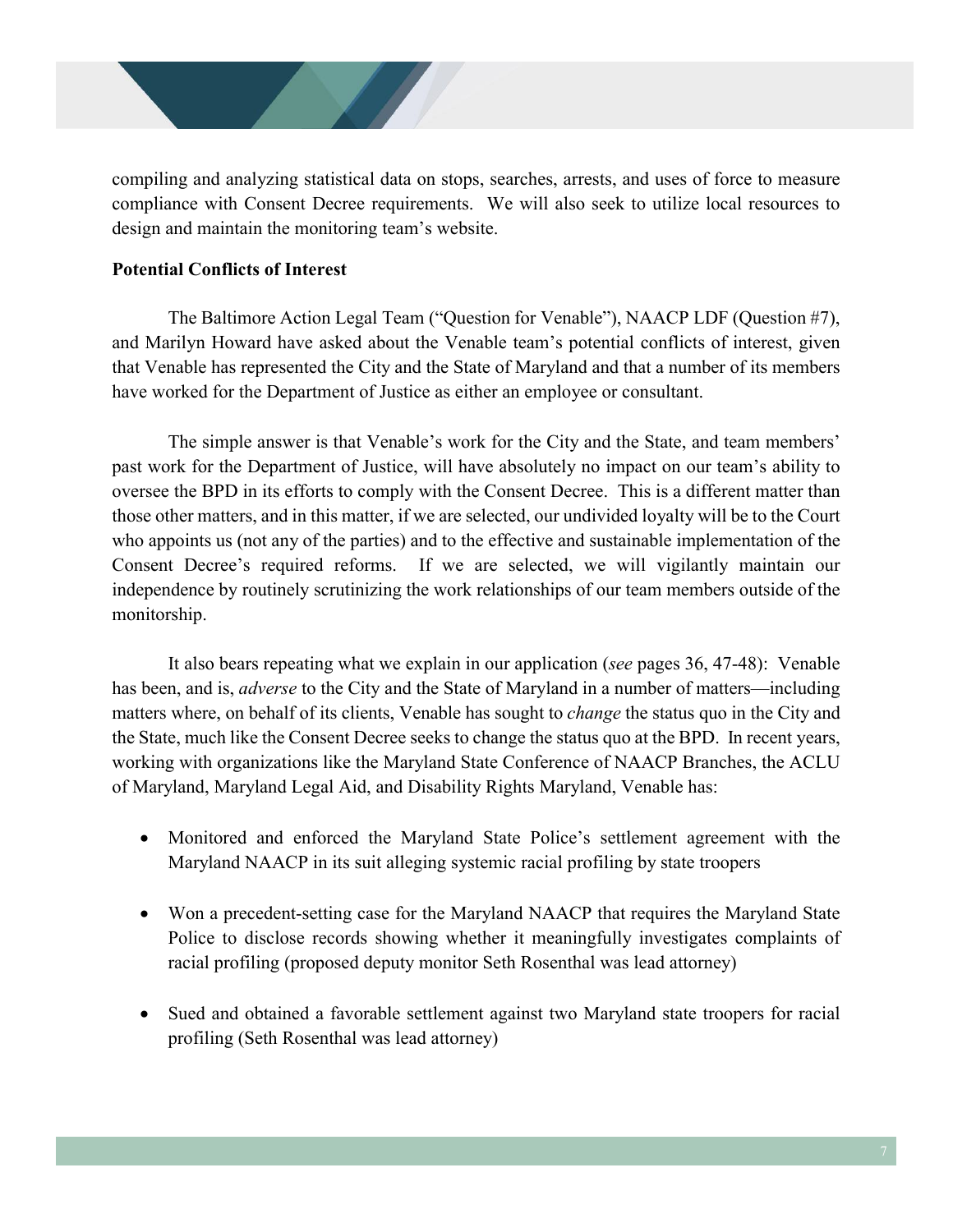compiling and analyzing statistical data on stops, searches, arrests, and uses of force to measure compliance with Consent Decree requirements. We will also seek to utilize local resources to design and maintain the monitoring team's website.

**Potential Conflicts of Interest**

The Baltimore Action Legal Team ("Question for Venable"), NAACP LDF (Question #7), and Marilyn Howard have asked about the Venable team's potential conflicts of interest, given that Venable has represented the City and the State of Maryland and that a number of its members have worked for the Department of Justice as either an employee or consultant.

The simple answer is that Venable's work for the City and the State, and team members' past work for the Department of Justice, will have absolutely no impact on our team's ability to oversee the BPD in its efforts to comply with the Consent Decree. This is a different matter than those other matters, and in this matter, if we are selected, our undivided loyalty will be to the Court who appoints us (not any of the parties) and to the effective and sustainable implementation of the Consent Decree's required reforms. If we are selected, we will vigilantly maintain our independence by routinely scrutinizing the work relationships of our team members outside of the monitorship.

It also bears repeating what we explain in our application (*see* pages 36, 47-48): Venable has been, and is, *adverse* to the City and the State of Maryland in a number of matters—including matters where, on behalf of its clients, Venable has sought to *change* the status quo in the City and the State, much like the Consent Decree seeks to change the status quo at the BPD. In recent years, working with organizations like the Maryland State Conference of NAACP Branches, the ACLU of Maryland, Maryland Legal Aid, and Disability Rights Maryland, Venable has:

- Monitored and enforced the Maryland State Police's settlement agreement with the Maryland NAACP in its suit alleging systemic racial profiling by state troopers
- Won a precedent-setting case for the Maryland NAACP that requires the Maryland State Police to disclose records showing whether it meaningfully investigates complaints of racial profiling (proposed deputy monitor Seth Rosenthal was lead attorney)
- Sued and obtained a favorable settlement against two Maryland state troopers for racial profiling (Seth Rosenthal was lead attorney)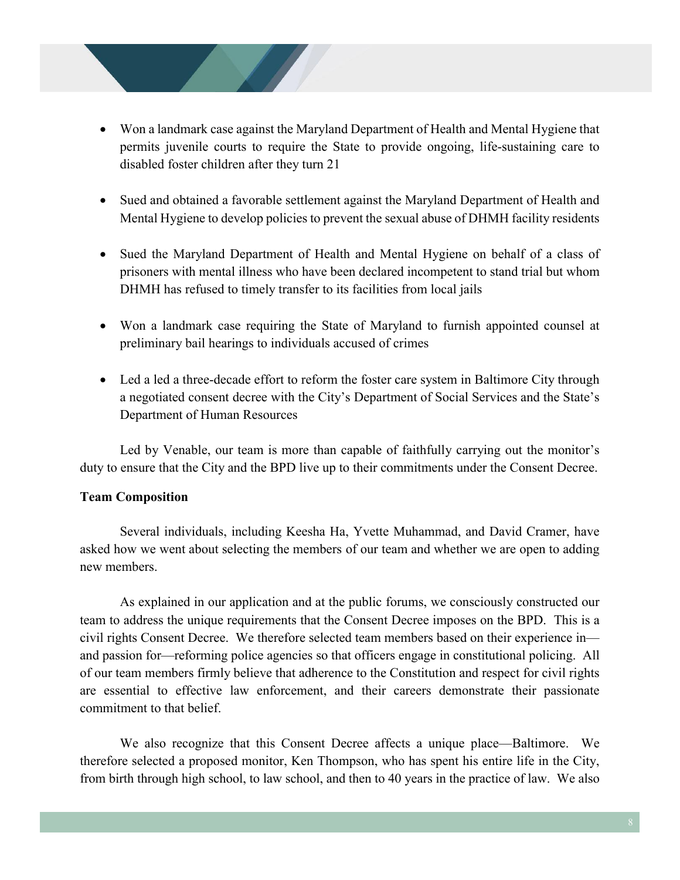- Won a landmark case against the Maryland Department of Health and Mental Hygiene that permits juvenile courts to require the State to provide ongoing, life-sustaining care to disabled foster children after they turn 21

- Sued and obtained a favorable settlement against the Maryland Department of Health and Mental Hygiene to develop policies to prevent the sexual abuse of DHMH facility residents

- Sued the Maryland Department of Health and Mental Hygiene on behalf of a class of prisoners with mental illness who have been declared incompetent to stand trial but whom DHMH has refused to timely transfer to its facilities from local jails

- Won a landmark case requiring the State of Maryland to furnish appointed counsel at preliminary bail hearings to individuals accused of crimes

- Led a led a three-decade effort to reform the foster care system in Baltimore City through a negotiated consent decree with the City's Department of Social Services and the State's Department of Human Resources

Led by Venable, our team is more than capable of faithfully carrying out the monitor's duty to ensure that the City and the BPD live up to their commitments under the Consent Decree.

**Team Composition**

Several individuals, including Keesha Ha, Yvette Muhammad, and David Cramer, have asked how we went about selecting the members of our team and whether we are open to adding new members.

As explained in our application and at the public forums, we consciously constructed our team to address the unique requirements that the Consent Decree imposes on the BPD. This is a civil rights Consent Decree. We therefore selected team members based on their experience in—and passion for—reforming police agencies so that officers engage in constitutional policing. All of our team members firmly believe that adherence to the Constitution and respect for civil rights are essential to effective law enforcement, and their careers demonstrate their passionate commitment to that belief.

We also recognize that this Consent Decree affects a unique place—Baltimore. We therefore selected a proposed monitor, Ken Thompson, who has spent his entire life in the City, from birth through high school, to law school, and then to 40 years in the practice of law. We also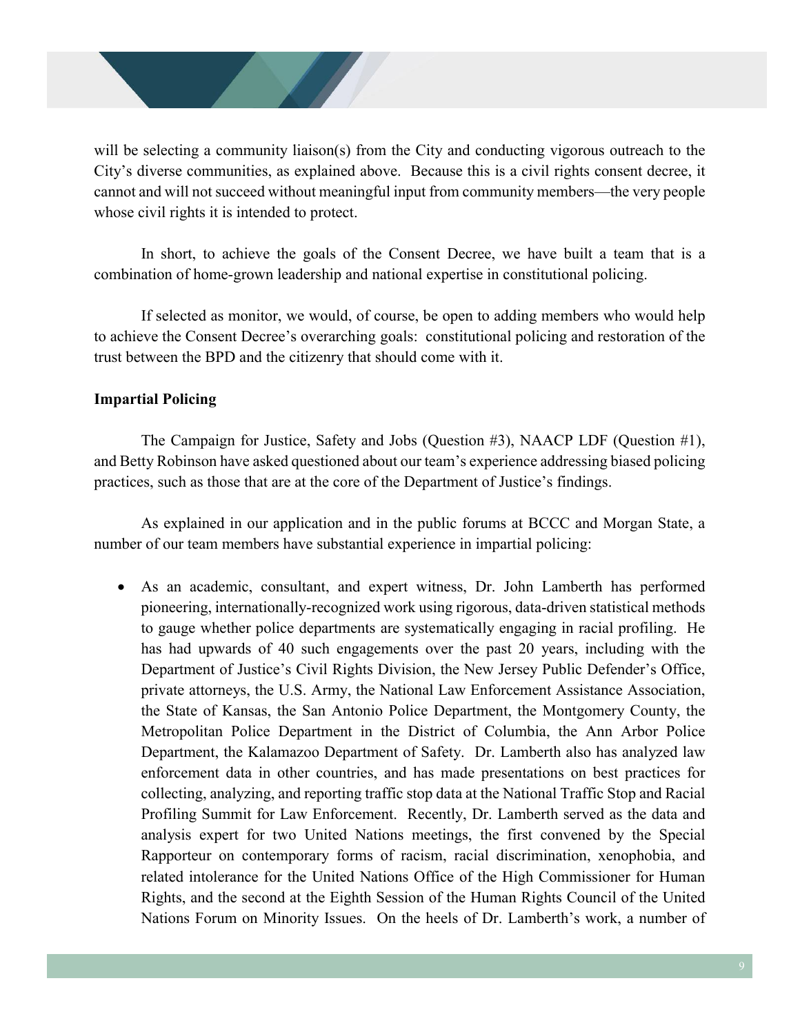will be selecting a community liaison(s) from the City and conducting vigorous outreach to the City's diverse communities, as explained above. Because this is a civil rights consent decree, it cannot and will not succeed without meaningful input from community members—the very people whose civil rights it is intended to protect.

In short, to achieve the goals of the Consent Decree, we have built a team that is a combination of home-grown leadership and national expertise in constitutional policing.

If selected as monitor, we would, of course, be open to adding members who would help to achieve the Consent Decree's overarching goals: constitutional policing and restoration of the trust between the BPD and the citizenry that should come with it.

**Impartial Policing**

The Campaign for Justice, Safety and Jobs (Question #3), NAACP LDF (Question #1), and Betty Robinson have asked questioned about our team's experience addressing biased policing practices, such as those that are at the core of the Department of Justice's findings.

As explained in our application and in the public forums at BCCC and Morgan State, a number of our team members have substantial experience in impartial policing:

- As an academic, consultant, and expert witness, Dr. John Lamberth has performed pioneering, internationally-recognized work using rigorous, data-driven statistical methods to gauge whether police departments are systematically engaging in racial profiling. He has had upwards of 40 such engagements over the past 20 years, including with the Department of Justice's Civil Rights Division, the New Jersey Public Defender's Office, private attorneys, the U.S. Army, the National Law Enforcement Assistance Association, the State of Kansas, the San Antonio Police Department, the Montgomery County, the Metropolitan Police Department in the District of Columbia, the Ann Arbor Police Department, the Kalamazoo Department of Safety. Dr. Lamberth also has analyzed law enforcement data in other countries, and has made presentations on best practices for collecting, analyzing, and reporting traffic stop data at the National Traffic Stop and Racial Profiling Summit for Law Enforcement. Recently, Dr. Lamberth served as the data and analysis expert for two United Nations meetings, the first convened by the Special Rapporteur on contemporary forms of racism, racial discrimination, xenophobia, and related intolerance for the United Nations Office of the High Commissioner for Human Rights, and the second at the Eighth Session of the Human Rights Council of the United Nations Forum on Minority Issues. On the heels of Dr. Lamberth's work, a number of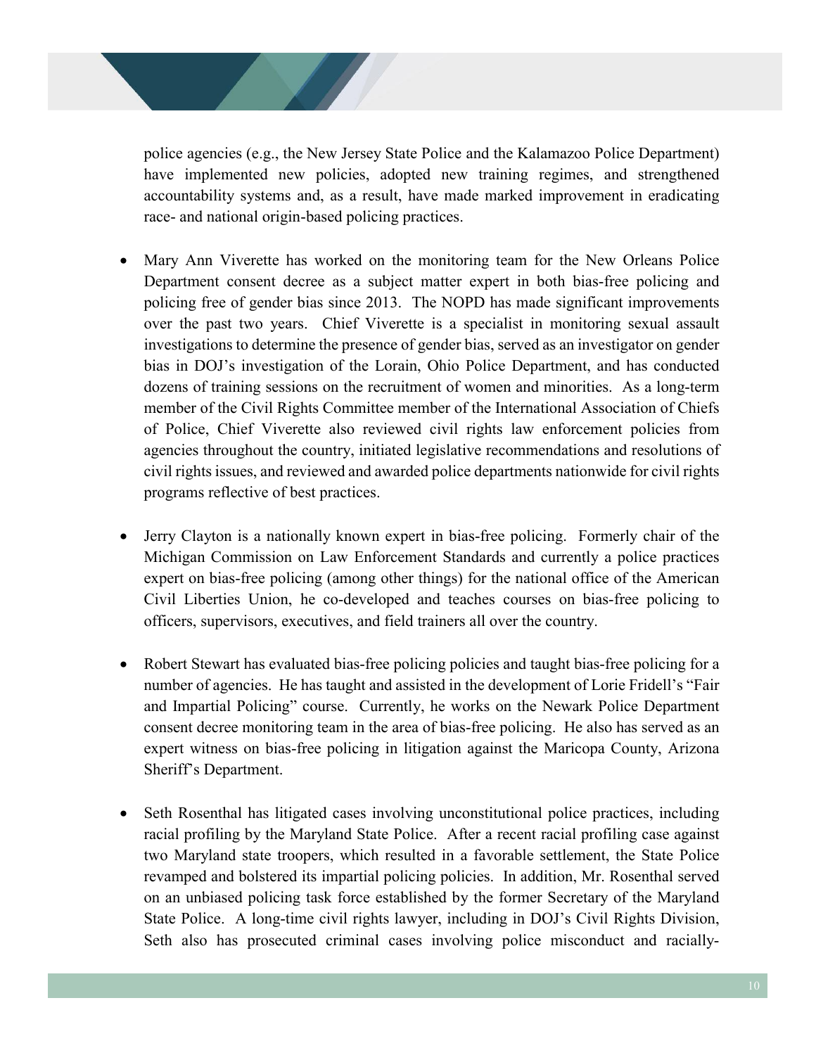police agencies (e.g., the New Jersey State Police and the Kalamazoo Police Department) have implemented new policies, adopted new training regimes, and strengthened accountability systems and, as a result, have made marked improvement in eradicating race- and national origin-based policing practices.

- Mary Ann Viverette has worked on the monitoring team for the New Orleans Police Department consent decree as a subject matter expert in both bias-free policing and policing free of gender bias since 2013. The NOPD has made significant improvements over the past two years. Chief Viverette is a specialist in monitoring sexual assault investigations to determine the presence of gender bias, served as an investigator on gender bias in DOJ's investigation of the Lorain, Ohio Police Department, and has conducted dozens of training sessions on the recruitment of women and minorities. As a long-term member of the Civil Rights Committee member of the International Association of Chiefs of Police, Chief Viverette also reviewed civil rights law enforcement policies from agencies throughout the country, initiated legislative recommendations and resolutions of civil rights issues, and reviewed and awarded police departments nationwide for civil rights programs reflective of best practices.

- Jerry Clayton is a nationally known expert in bias-free policing. Formerly chair of the Michigan Commission on Law Enforcement Standards and currently a police practices expert on bias-free policing (among other things) for the national office of the American Civil Liberties Union, he co-developed and teaches courses on bias-free policing to officers, supervisors, executives, and field trainers all over the country.

- Robert Stewart has evaluated bias-free policing policies and taught bias-free policing for a number of agencies. He has taught and assisted in the development of Lorie Fridell's "Fair and Impartial Policing" course. Currently, he works on the Newark Police Department consent decree monitoring team in the area of bias-free policing. He also has served as an expert witness on bias-free policing in litigation against the Maricopa County, Arizona Sheriff's Department.

- Seth Rosenthal has litigated cases involving unconstitutional police practices, including racial profiling by the Maryland State Police. After a recent racial profiling case against two Maryland state troopers, which resulted in a favorable settlement, the State Police revamped and bolstered its impartial policing policies. In addition, Mr. Rosenthal served on an unbiased policing task force established by the former Secretary of the Maryland State Police. A long-time civil rights lawyer, including in DOJ's Civil Rights Division, Seth also has prosecuted criminal cases involving police misconduct and racially-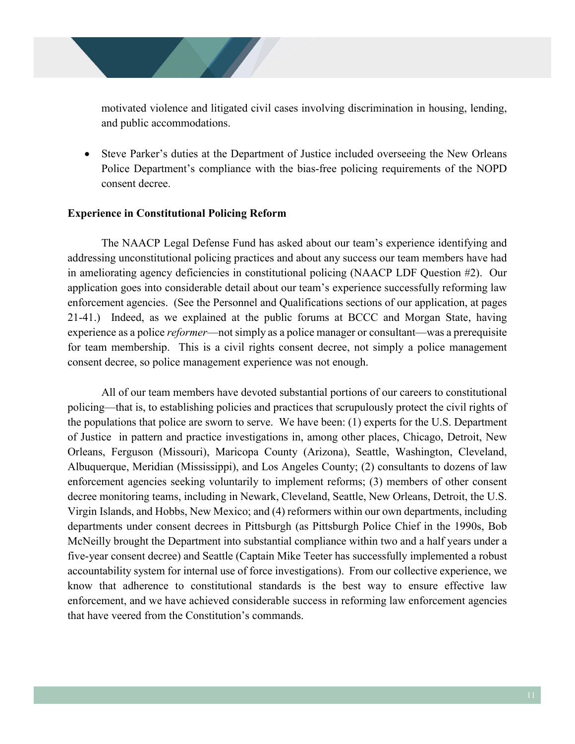motivated violence and litigated civil cases involving discrimination in housing, lending, and public accommodations.

- Steve Parker's duties at the Department of Justice included overseeing the New Orleans Police Department's compliance with the bias-free policing requirements of the NOPD consent decree.

**Experience in Constitutional Policing Reform**

The NAACP Legal Defense Fund has asked about our team's experience identifying and addressing unconstitutional policing practices and about any success our team members have had in ameliorating agency deficiencies in constitutional policing (NAACP LDF Question #2). Our application goes into considerable detail about our team's experience successfully reforming law enforcement agencies. (See the Personnel and Qualifications sections of our application, at pages 21-41.) Indeed, as we explained at the public forums at BCCC and Morgan State, having experience as a police *reformer*—not simply as a police manager or consultant—was a prerequisite for team membership. This is a civil rights consent decree, not simply a police management consent decree, so police management experience was not enough.

All of our team members have devoted substantial portions of our careers to constitutional policing—that is, to establishing policies and practices that scrupulously protect the civil rights of the populations that police are sworn to serve. We have been: (1) experts for the U.S. Department of Justice in pattern and practice investigations in, among other places, Chicago, Detroit, New Orleans, Ferguson (Missouri), Maricopa County (Arizona), Seattle, Washington, Cleveland, Albuquerque, Meridian (Mississippi), and Los Angeles County; (2) consultants to dozens of law enforcement agencies seeking voluntarily to implement reforms; (3) members of other consent decree monitoring teams, including in Newark, Cleveland, Seattle, New Orleans, Detroit, the U.S. Virgin Islands, and Hobbs, New Mexico; and (4) reformers within our own departments, including departments under consent decrees in Pittsburgh (as Pittsburgh Police Chief in the 1990s, Bob McNeilly brought the Department into substantial compliance within two and a half years under a five-year consent decree) and Seattle (Captain Mike Teeter has successfully implemented a robust accountability system for internal use of force investigations). From our collective experience, we know that adherence to constitutional standards is the best way to ensure effective law enforcement, and we have achieved considerable success in reforming law enforcement agencies that have veered from the Constitution's commands.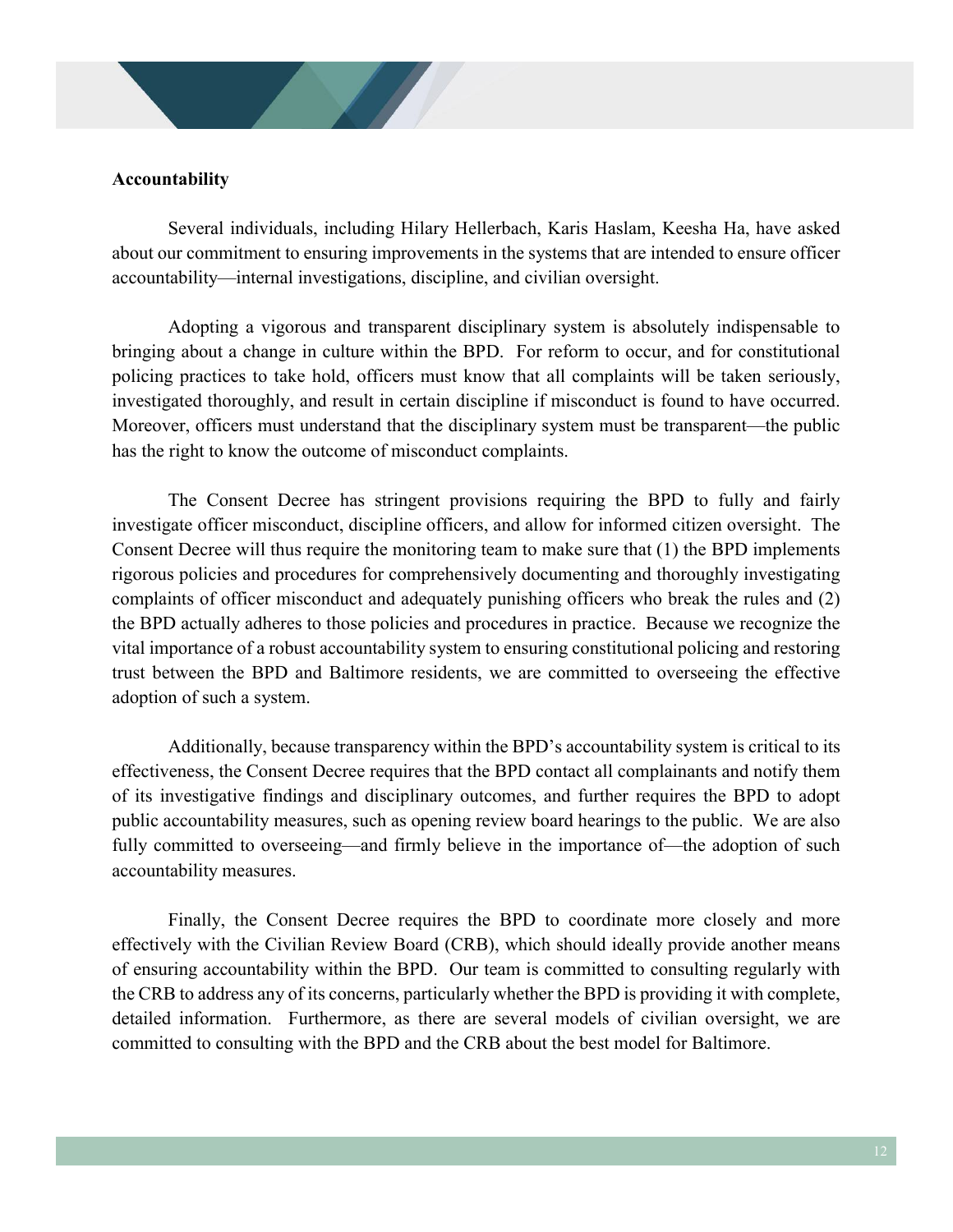**Accountability**

Several individuals, including Hilary Hellerbach, Karis Haslam, Keesha Ha, have asked about our commitment to ensuring improvements in the systems that are intended to ensure officer accountability—internal investigations, discipline, and civilian oversight.

Adopting a vigorous and transparent disciplinary system is absolutely indispensable to bringing about a change in culture within the BPD. For reform to occur, and for constitutional policing practices to take hold, officers must know that all complaints will be taken seriously, investigated thoroughly, and result in certain discipline if misconduct is found to have occurred. Moreover, officers must understand that the disciplinary system must be transparent—the public has the right to know the outcome of misconduct complaints.

The Consent Decree has stringent provisions requiring the BPD to fully and fairly investigate officer misconduct, discipline officers, and allow for informed citizen oversight. The Consent Decree will thus require the monitoring team to make sure that (1) the BPD implements rigorous policies and procedures for comprehensively documenting and thoroughly investigating complaints of officer misconduct and adequately punishing officers who break the rules and (2) the BPD actually adheres to those policies and procedures in practice. Because we recognize the vital importance of a robust accountability system to ensuring constitutional policing and restoring trust between the BPD and Baltimore residents, we are committed to overseeing the effective adoption of such a system.

Additionally, because transparency within the BPD's accountability system is critical to its effectiveness, the Consent Decree requires that the BPD contact all complainants and notify them of its investigative findings and disciplinary outcomes, and further requires the BPD to adopt public accountability measures, such as opening review board hearings to the public. We are also fully committed to overseeing—and firmly believe in the importance of—the adoption of such accountability measures.

Finally, the Consent Decree requires the BPD to coordinate more closely and more effectively with the Civilian Review Board (CRB), which should ideally provide another means of ensuring accountability within the BPD. Our team is committed to consulting regularly with the CRB to address any of its concerns, particularly whether the BPD is providing it with complete, detailed information. Furthermore, as there are several models of civilian oversight, we are committed to consulting with the BPD and the CRB about the best model for Baltimore.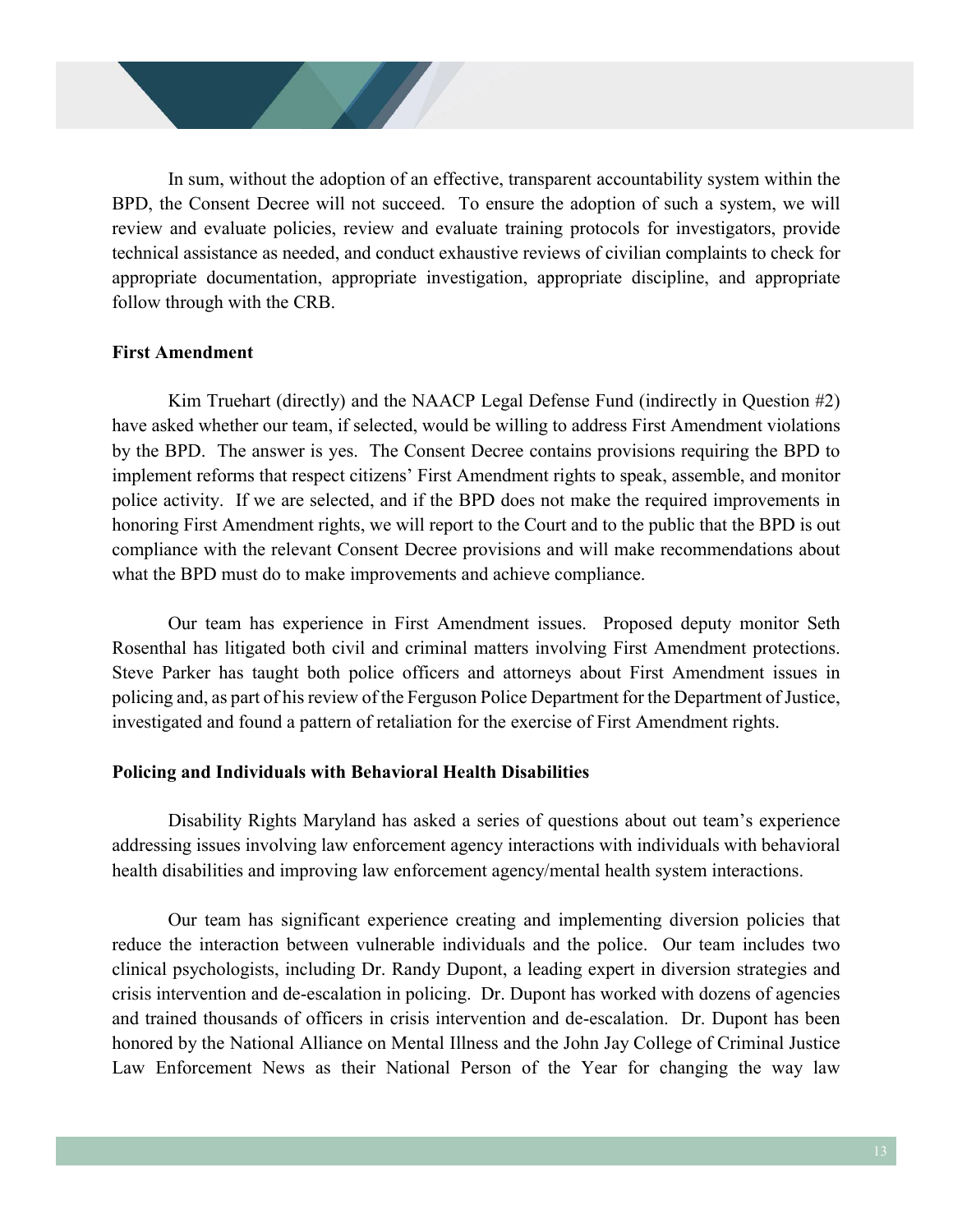In sum, without the adoption of an effective, transparent accountability system within the BPD, the Consent Decree will not succeed. To ensure the adoption of such a system, we will review and evaluate policies, review and evaluate training protocols for investigators, provide technical assistance as needed, and conduct exhaustive reviews of civilian complaints to check for appropriate documentation, appropriate investigation, appropriate discipline, and appropriate follow through with the CRB.

**First Amendment**

Kim Truehart (directly) and the NAACP Legal Defense Fund (indirectly in Question #2) have asked whether our team, if selected, would be willing to address First Amendment violations by the BPD. The answer is yes. The Consent Decree contains provisions requiring the BPD to implement reforms that respect citizens' First Amendment rights to speak, assemble, and monitor police activity. If we are selected, and if the BPD does not make the required improvements in honoring First Amendment rights, we will report to the Court and to the public that the BPD is out compliance with the relevant Consent Decree provisions and will make recommendations about what the BPD must do to make improvements and achieve compliance.

Our team has experience in First Amendment issues. Proposed deputy monitor Seth Rosenthal has litigated both civil and criminal matters involving First Amendment protections. Steve Parker has taught both police officers and attorneys about First Amendment issues in policing and, as part of his review of the Ferguson Police Department for the Department of Justice, investigated and found a pattern of retaliation for the exercise of First Amendment rights.

**Policing and Individuals with Behavioral Health Disabilities**

Disability Rights Maryland has asked a series of questions about out team's experience addressing issues involving law enforcement agency interactions with individuals with behavioral health disabilities and improving law enforcement agency/mental health system interactions.

Our team has significant experience creating and implementing diversion policies that reduce the interaction between vulnerable individuals and the police. Our team includes two clinical psychologists, including Dr. Randy Dupont, a leading expert in diversion strategies and crisis intervention and de-escalation in policing. Dr. Dupont has worked with dozens of agencies and trained thousands of officers in crisis intervention and de-escalation. Dr. Dupont has been honored by the National Alliance on Mental Illness and the John Jay College of Criminal Justice Law Enforcement News as their National Person of the Year for changing the way law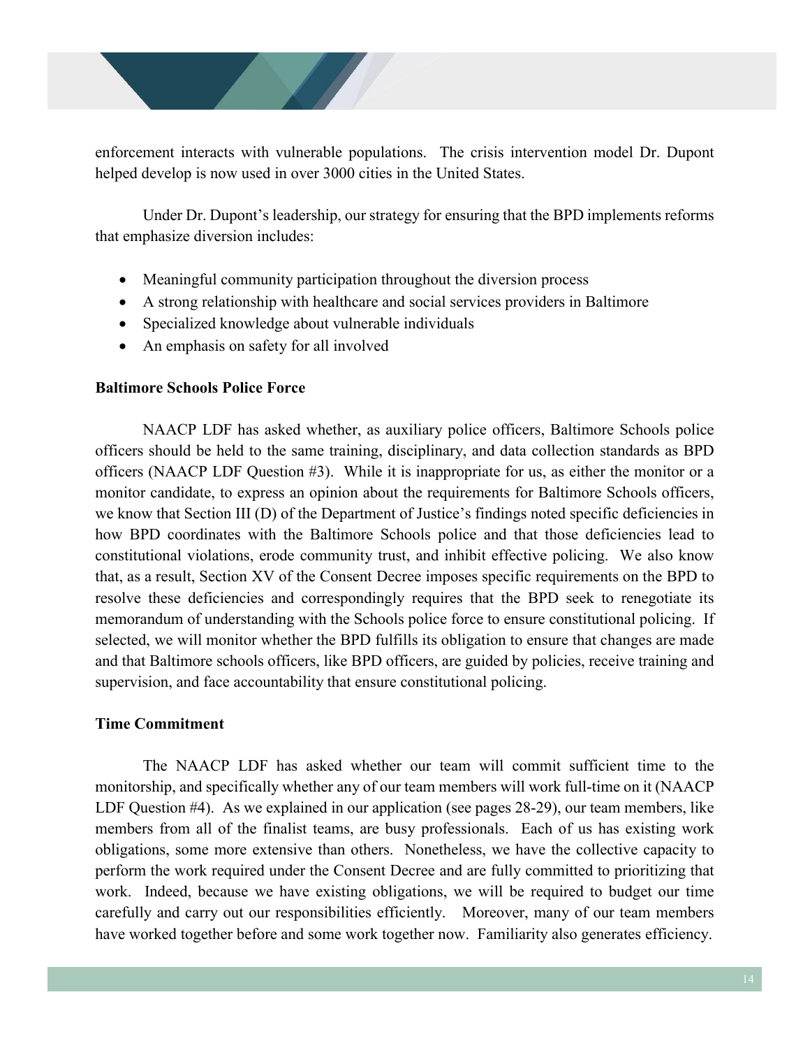enforcement interacts with vulnerable populations. The crisis intervention model Dr. Dupont helped develop is now used in over 3000 cities in the United States.

Under Dr. Dupont's leadership, our strategy for ensuring that the BPD implements reforms that emphasize diversion includes:

- Meaningful community participation throughout the diversion process
- A strong relationship with healthcare and social services providers in Baltimore
- Specialized knowledge about vulnerable individuals
- An emphasis on safety for all involved

**Baltimore Schools Police Force**

NAACP LDF has asked whether, as auxiliary police officers, Baltimore Schools police officers should be held to the same training, disciplinary, and data collection standards as BPD officers (NAACP LDF Question #3). While it is inappropriate for us, as either the monitor or a monitor candidate, to express an opinion about the requirements for Baltimore Schools officers, we know that Section III (D) of the Department of Justice's findings noted specific deficiencies in how BPD coordinates with the Baltimore Schools police and that those deficiencies lead to constitutional violations, erode community trust, and inhibit effective policing. We also know that, as a result, Section XV of the Consent Decree imposes specific requirements on the BPD to resolve these deficiencies and correspondingly requires that the BPD seek to renegotiate its memorandum of understanding with the Schools police force to ensure constitutional policing. If selected, we will monitor whether the BPD fulfills its obligation to ensure that changes are made and that Baltimore schools officers, like BPD officers, are guided by policies, receive training and supervision, and face accountability that ensure constitutional policing.

**Time Commitment**

The NAACP LDF has asked whether our team will commit sufficient time to the monitorship, and specifically whether any of our team members will work full-time on it (NAACP LDF Question #4). As we explained in our application (see pages 28-29), our team members, like members from all of the finalist teams, are busy professionals. Each of us has existing work obligations, some more extensive than others. Nonetheless, we have the collective capacity to perform the work required under the Consent Decree and are fully committed to prioritizing that work. Indeed, because we have existing obligations, we will be required to budget our time carefully and carry out our responsibilities efficiently. Moreover, many of our team members have worked together before and some work together now. Familiarity also generates efficiency.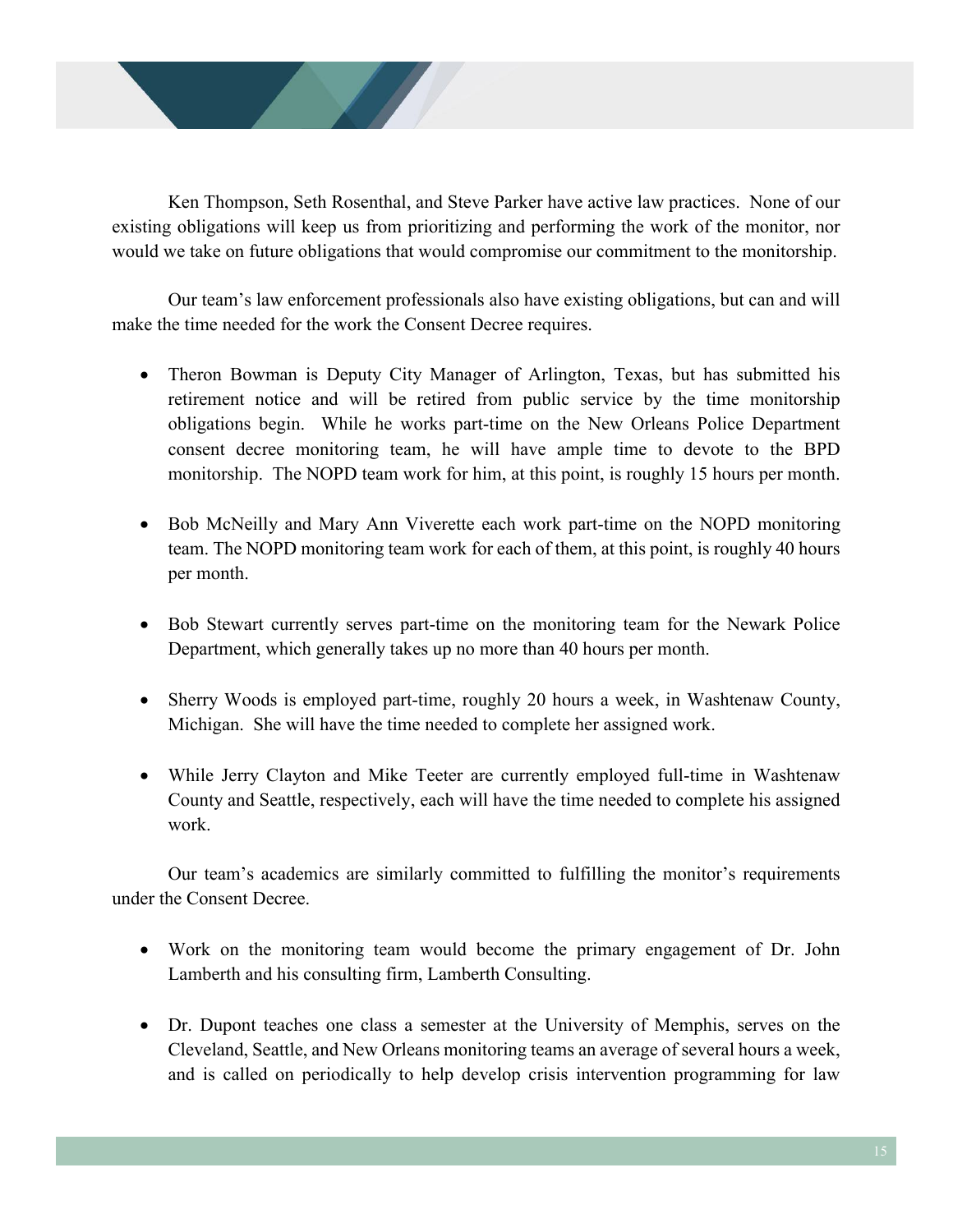Ken Thompson, Seth Rosenthal, and Steve Parker have active law practices. None of our existing obligations will keep us from prioritizing and performing the work of the monitor, nor would we take on future obligations that would compromise our commitment to the monitorship.

Our team's law enforcement professionals also have existing obligations, but can and will make the time needed for the work the Consent Decree requires.

- Theron Bowman is Deputy City Manager of Arlington, Texas, but has submitted his retirement notice and will be retired from public service by the time monitorship obligations begin. While he works part-time on the New Orleans Police Department consent decree monitoring team, he will have ample time to devote to the BPD monitorship. The NOPD team work for him, at this point, is roughly 15 hours per month.

- Bob McNeilly and Mary Ann Viverette each work part-time on the NOPD monitoring team. The NOPD monitoring team work for each of them, at this point, is roughly 40 hours per month.

- Bob Stewart currently serves part-time on the monitoring team for the Newark Police Department, which generally takes up no more than 40 hours per month.

- Sherry Woods is employed part-time, roughly 20 hours a week, in Washtenaw County, Michigan. She will have the time needed to complete her assigned work.

- While Jerry Clayton and Mike Teeter are currently employed full-time in Washtenaw County and Seattle, respectively, each will have the time needed to complete his assigned work.

Our team's academics are similarly committed to fulfilling the monitor's requirements under the Consent Decree.

- Work on the monitoring team would become the primary engagement of Dr. John Lamberth and his consulting firm, Lamberth Consulting.

- Dr. Dupont teaches one class a semester at the University of Memphis, serves on the Cleveland, Seattle, and New Orleans monitoring teams an average of several hours a week, and is called on periodically to help develop crisis intervention programming for law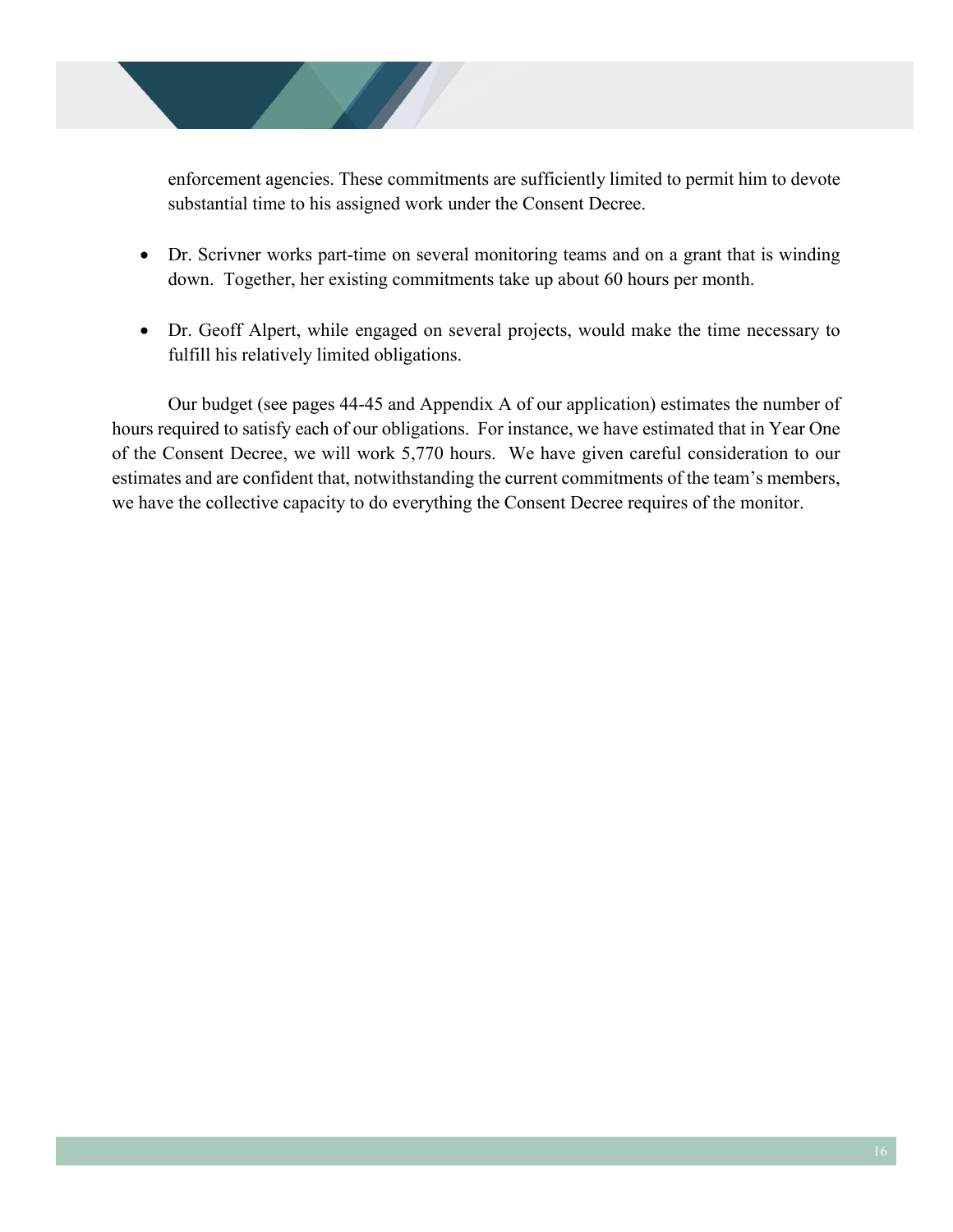enforcement agencies. These commitments are sufficiently limited to permit him to devote substantial time to his assigned work under the Consent Decree.

- Dr. Scrivner works part-time on several monitoring teams and on a grant that is winding down. Together, her existing commitments take up about 60 hours per month.

- Dr. Geoff Alpert, while engaged on several projects, would make the time necessary to fulfill his relatively limited obligations.

Our budget (see pages 44-45 and Appendix A of our application) estimates the number of hours required to satisfy each of our obligations. For instance, we have estimated that in Year One of the Consent Decree, we will work 5,770 hours. We have given careful consideration to our estimates and are confident that, notwithstanding the current commitments of the team's members, we have the collective capacity to do everything the Consent Decree requires of the monitor.